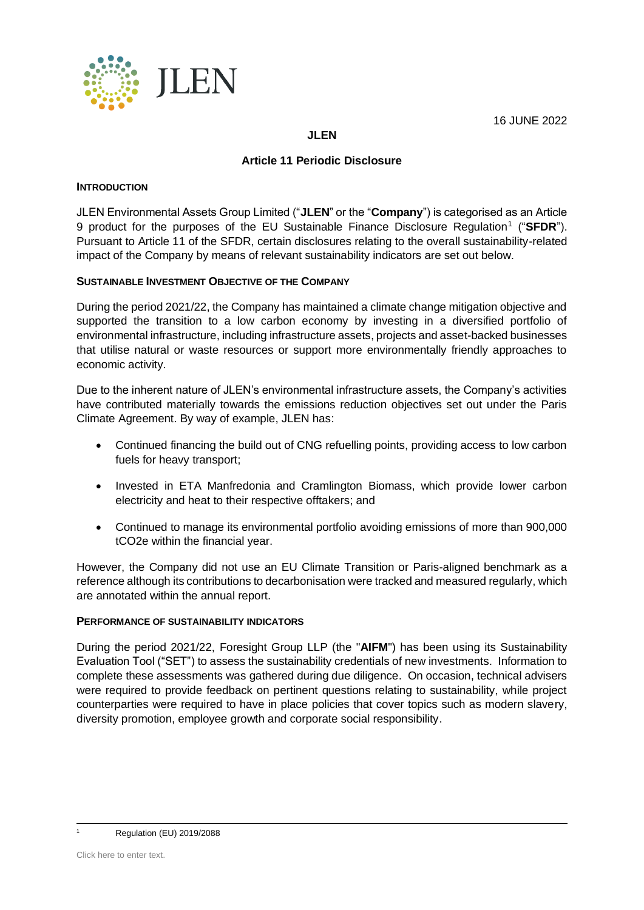16 JUNE 2022

**JLEN**

**Article 11 Periodic Disclosure**

## INTRODUCTION

JLEN Environmental Assets Group Limited ("**JLEN**" or the "**Company**") is categorised as an Article 9 product for the purposes of the EU Sustainable Finance Disclosure Regulation[1] ("**SFDR**"). Pursuant to Article 11 of the SFDR, certain disclosures relating to the overall sustainability-related impact of the Company by means of relevant sustainability indicators are set out below.

## SUSTAINABLE INVESTMENT OBJECTIVE OF THE COMPANY

During the period 2021/22, the Company has maintained a climate change mitigation objective and supported the transition to a low carbon economy by investing in a diversified portfolio of environmental infrastructure, including infrastructure assets, projects and asset-backed businesses that utilise natural or waste resources or support more environmentally friendly approaches to economic activity.

Due to the inherent nature of JLEN's environmental infrastructure assets, the Company's activities have contributed materially towards the emissions reduction objectives set out under the Paris Climate Agreement. By way of example, JLEN has:

- Continued financing the build out of CNG refuelling points, providing access to low carbon fuels for heavy transport;
- Invested in ETA Manfredonia and Cramlington Biomass, which provide lower carbon electricity and heat to their respective offtakers; and
- Continued to manage its environmental portfolio avoiding emissions of more than 900,000 tCO2e within the financial year.

However, the Company did not use an EU Climate Transition or Paris-aligned benchmark as a reference although its contributions to decarbonisation were tracked and measured regularly, which are annotated within the annual report.

## PERFORMANCE OF SUSTAINABILITY INDICATORS

During the period 2021/22, Foresight Group LLP (the "**AIFM**") has been using its Sustainability Evaluation Tool ("SET") to assess the sustainability credentials of new investments. Information to complete these assessments was gathered during due diligence. On occasion, technical advisers were required to provide feedback on pertinent questions relating to sustainability, while project counterparties were required to have in place policies that cover topics such as modern slavery, diversity promotion, employee growth and corporate social responsibility.

[1] Regulation (EU) 2019/2088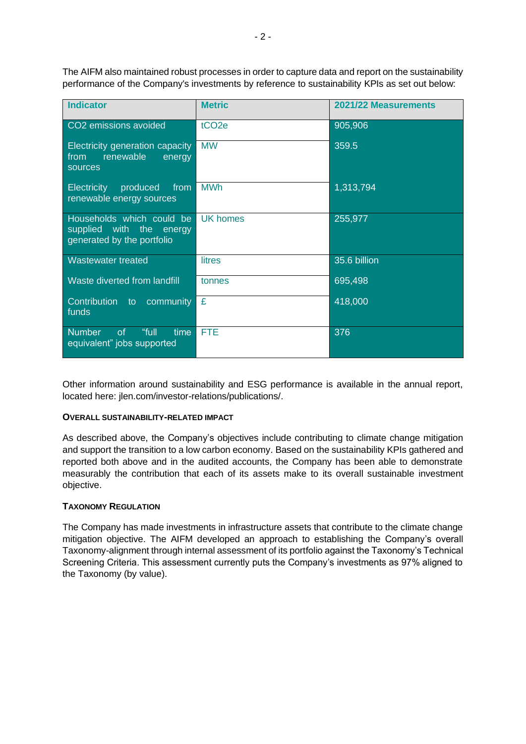The AIFM also maintained robust processes in order to capture data and report on the sustainability performance of the Company's investments by reference to sustainability KPIs as set out below:

| Indicator | Metric | 2021/22 Measurements |
| --- | --- | --- |
| $CO_2$ emissions avoided | $tCO_2e$ | 905,906 |
| Electricity generation capacity from renewable energy sources | MW | 359.5 |
| Electricity produced from renewable energy sources | MWh | 1,313,794 |
| Households which could be supplied with the energy generated by the portfolio | UK homes | 255,977 |
| Wastewater treated | litres | 35.6 billion |
| Waste diverted from landfill | tonnes | 695,498 |
| Contribution to community funds | £ | 418,000 |
| Number of “full time equivalent” jobs supported | FTE | 376 |

Other information around sustainability and ESG performance is available in the annual report, located here: jlen.com/investor-relations/publications/.

## Overall Sustainability-Related Impact

As described above, the Company’s objectives include contributing to climate change mitigation and support the transition to a low carbon economy. Based on the sustainability KPIs gathered and reported both above and in the audited accounts, the Company has been able to demonstrate measurably the contribution that each of its assets make to its overall sustainable investment objective.

## Taxonomy Regulation

The Company has made investments in infrastructure assets that contribute to the climate change mitigation objective. The AIFM developed an approach to establishing the Company’s overall Taxonomy-alignment through internal assessment of its portfolio against the Taxonomy’s Technical Screening Criteria. This assessment currently puts the Company’s investments as 97% aligned to the Taxonomy (by value).